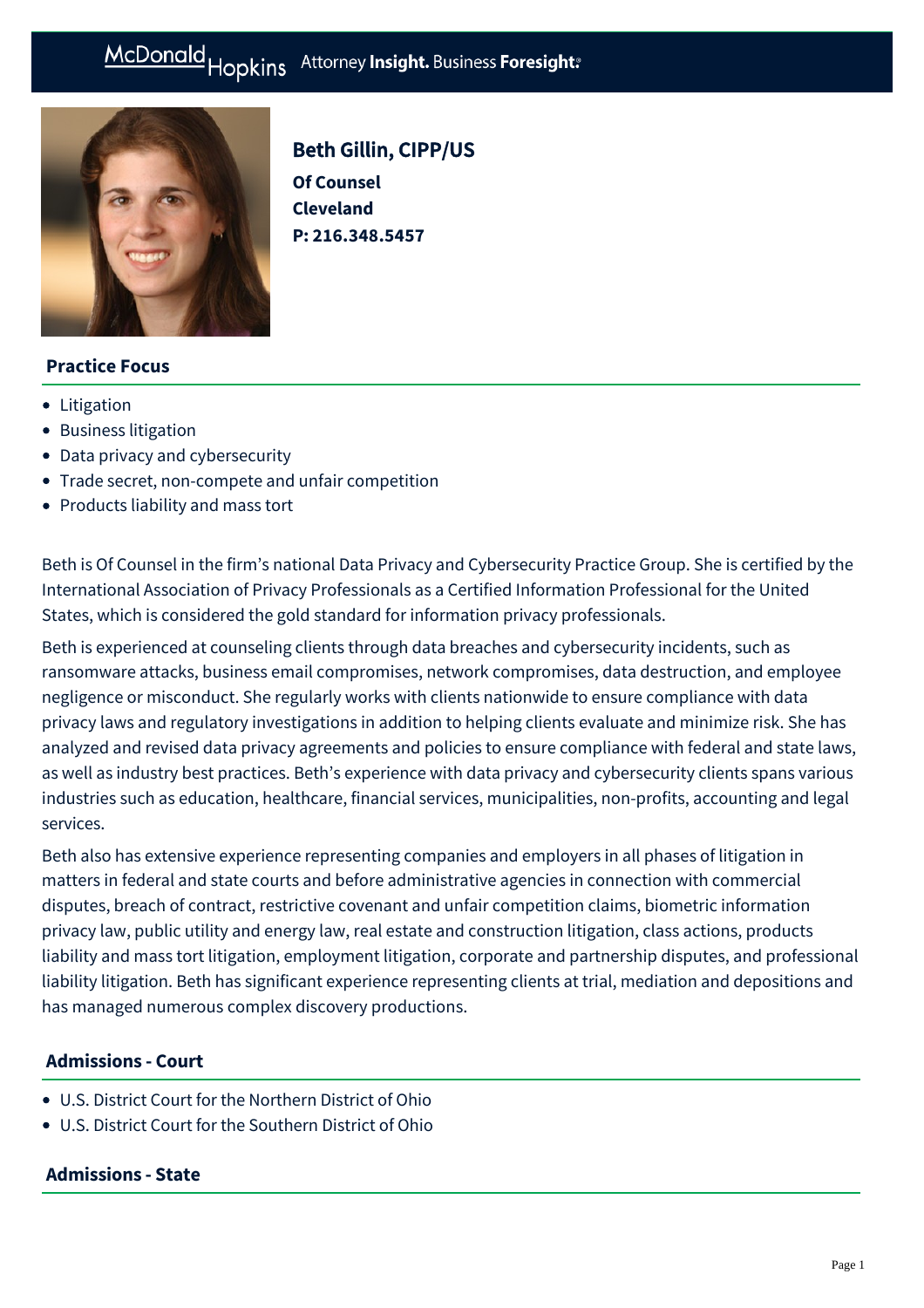# Beth Gillin, CIPP/US

**Of Counsel**
**Cleveland**
**P: 216.348.5457**

## Practice Focus

- Litigation
- Business litigation
- Data privacy and cybersecurity
- Trade secret, non-compete and unfair competition
- Products liability and mass tort

Beth is Of Counsel in the firm's national Data Privacy and Cybersecurity Practice Group. She is certified by the International Association of Privacy Professionals as a Certified Information Professional for the United States, which is considered the gold standard for information privacy professionals.

Beth is experienced at counseling clients through data breaches and cybersecurity incidents, such as ransomware attacks, business email compromises, network compromises, data destruction, and employee negligence or misconduct. She regularly works with clients nationwide to ensure compliance with data privacy laws and regulatory investigations in addition to helping clients evaluate and minimize risk. She has analyzed and revised data privacy agreements and policies to ensure compliance with federal and state laws, as well as industry best practices. Beth's experience with data privacy and cybersecurity clients spans various industries such as education, healthcare, financial services, municipalities, non-profits, accounting and legal services.

Beth also has extensive experience representing companies and employers in all phases of litigation in matters in federal and state courts and before administrative agencies in connection with commercial disputes, breach of contract, restrictive covenant and unfair competition claims, biometric information privacy law, public utility and energy law, real estate and construction litigation, class actions, products liability and mass tort litigation, employment litigation, corporate and partnership disputes, and professional liability litigation. Beth has significant experience representing clients at trial, mediation and depositions and has managed numerous complex discovery productions.

## Admissions - Court

- U.S. District Court for the Northern District of Ohio
- U.S. District Court for the Southern District of Ohio

## Admissions - State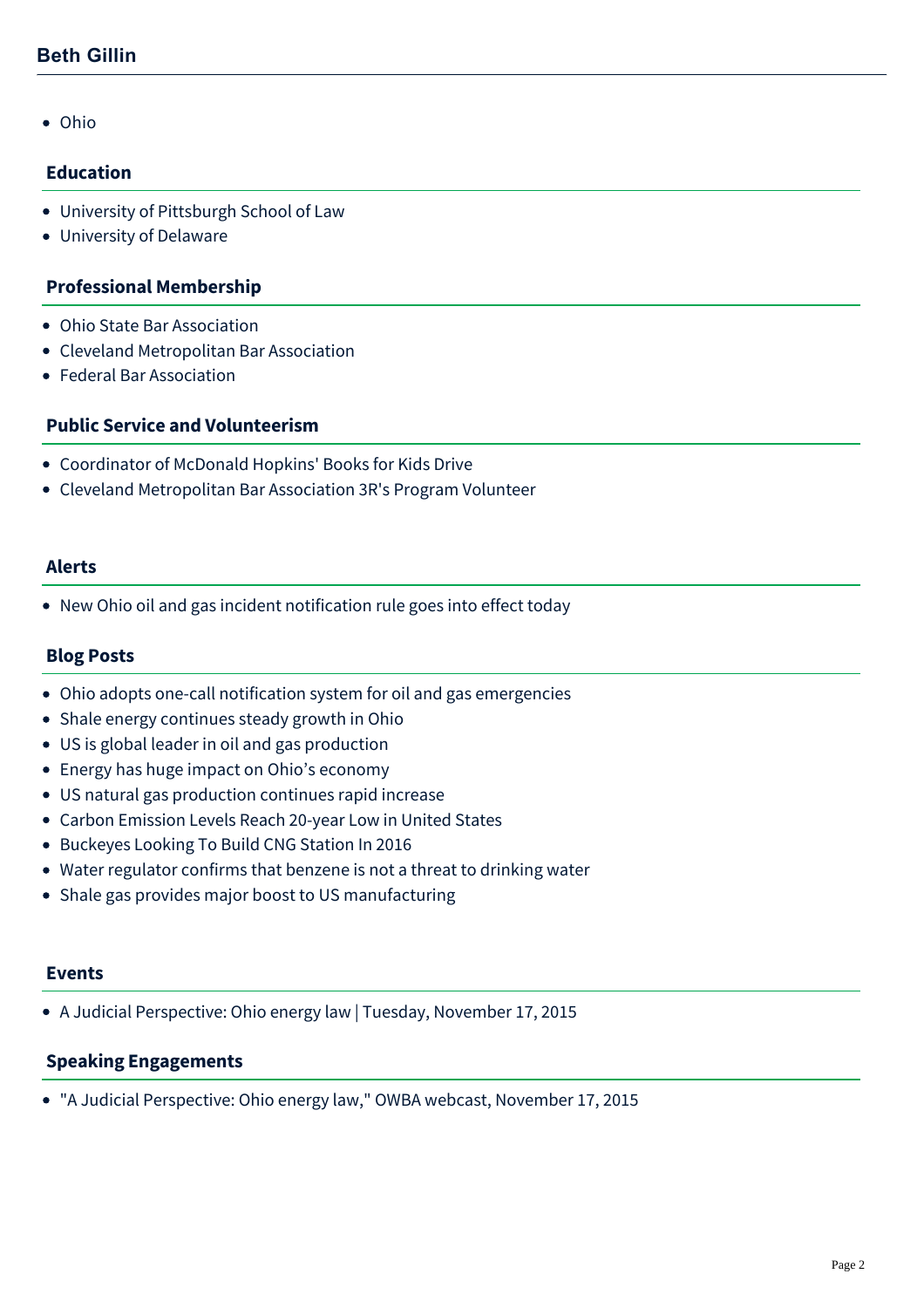- Ohio

## Education

- University of Pittsburgh School of Law
- University of Delaware

## Professional Membership

- Ohio State Bar Association
- Cleveland Metropolitan Bar Association
- Federal Bar Association

## Public Service and Volunteerism

- Coordinator of McDonald Hopkins' Books for Kids Drive
- Cleveland Metropolitan Bar Association 3R's Program Volunteer

## Alerts

- New Ohio oil and gas incident notification rule goes into effect today

## Blog Posts

- Ohio adopts one-call notification system for oil and gas emergencies
- Shale energy continues steady growth in Ohio
- US is global leader in oil and gas production
- Energy has huge impact on Ohio's economy
- US natural gas production continues rapid increase
- Carbon Emission Levels Reach 20-year Low in United States
- Buckeyes Looking To Build CNG Station In 2016
- Water regulator confirms that benzene is not a threat to drinking water
- Shale gas provides major boost to US manufacturing

## Events

- A Judicial Perspective: Ohio energy law | Tuesday, November 17, 2015

## Speaking Engagements

- "A Judicial Perspective: Ohio energy law," OWBA webcast, November 17, 2015